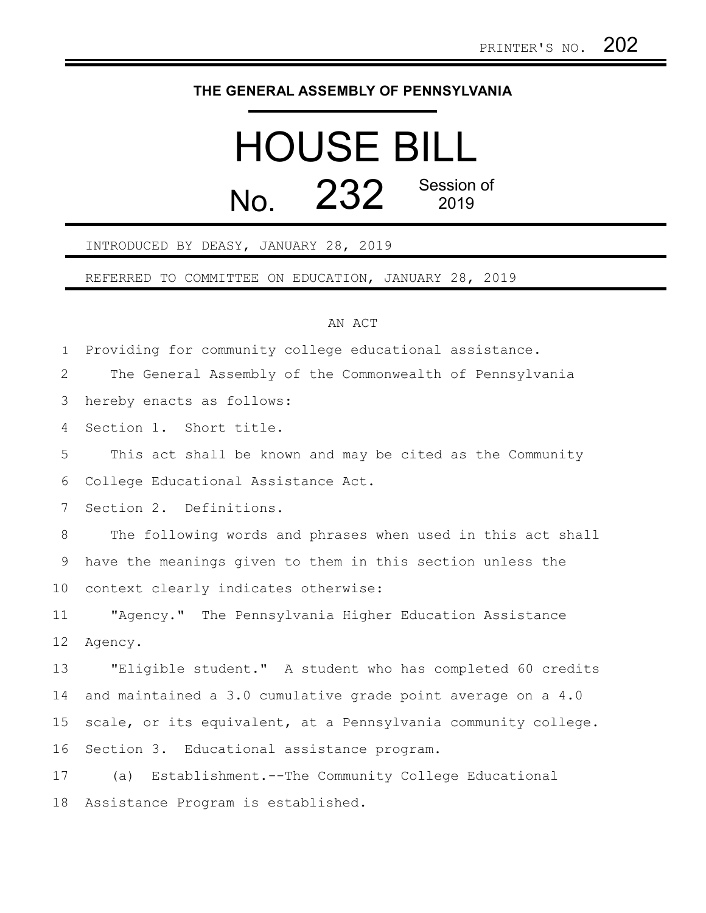PRINTER'S NO. 202

**THE GENERAL ASSEMBLY OF PENNSYLVANIA**

# HOUSE BILL

# No. 232 Session of 2019

INTRODUCED BY DEASY, JANUARY 28, 2019

REFERRED TO COMMITTEE ON EDUCATION, JANUARY 28, 2019

AN ACT

Providing for community college educational assistance.

The General Assembly of the Commonwealth of Pennsylvania hereby enacts as follows:

Section 1. Short title.

This act shall be known and may be cited as the Community College Educational Assistance Act.

Section 2. Definitions.

The following words and phrases when used in this act shall have the meanings given to them in this section unless the context clearly indicates otherwise:

"Agency." The Pennsylvania Higher Education Assistance Agency.

"Eligible student." A student who has completed 60 credits and maintained a 3.0 cumulative grade point average on a 4.0 scale, or its equivalent, at a Pennsylvania community college.

Section 3. Educational assistance program.

(a) Establishment.--The Community College Educational Assistance Program is established.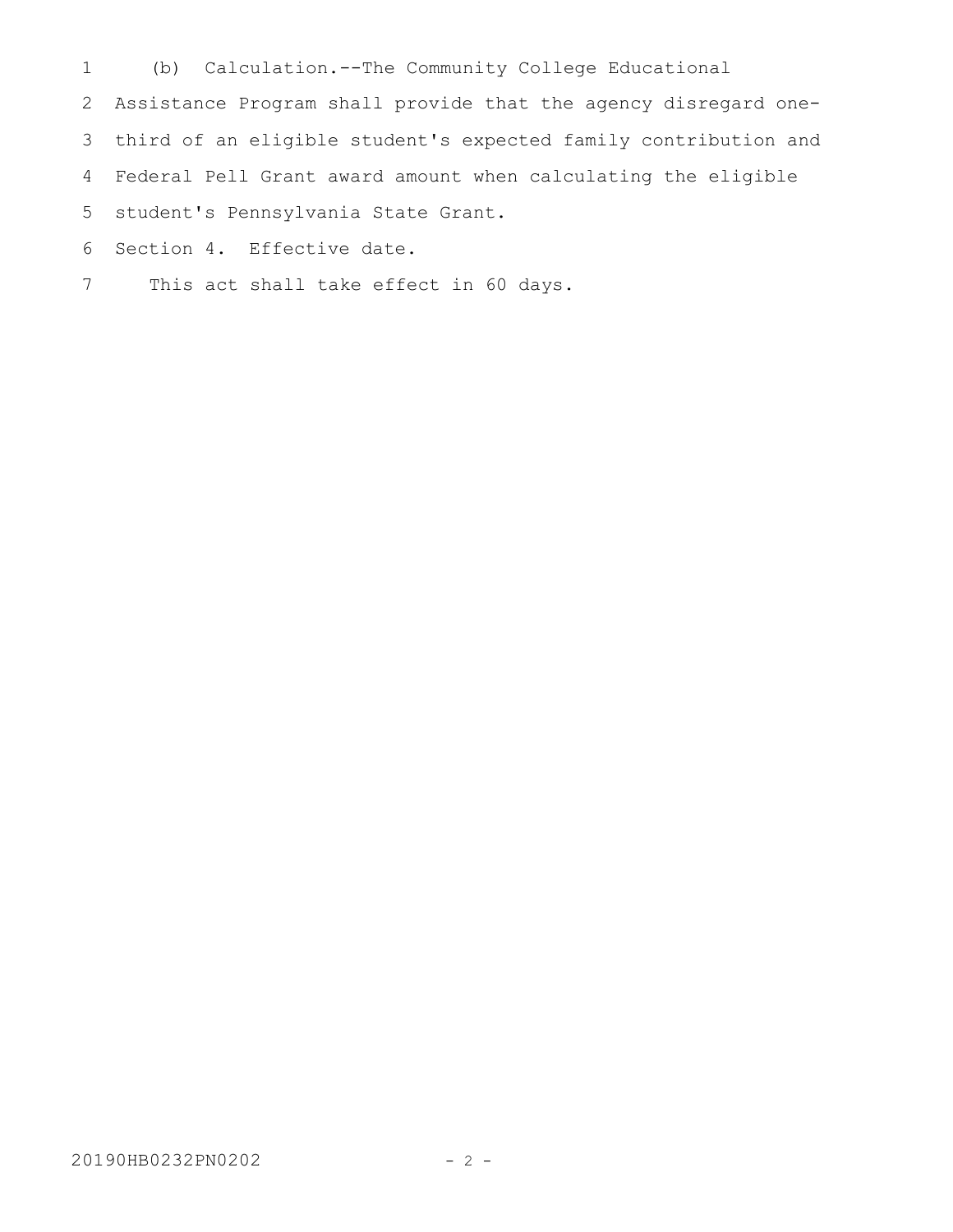(b) Calculation.--The Community College Educational Assistance Program shall provide that the agency disregard one-third of an eligible student's expected family contribution and Federal Pell Grant award amount when calculating the eligible student's Pennsylvania State Grant.

Section 4. Effective date.

This act shall take effect in 60 days.